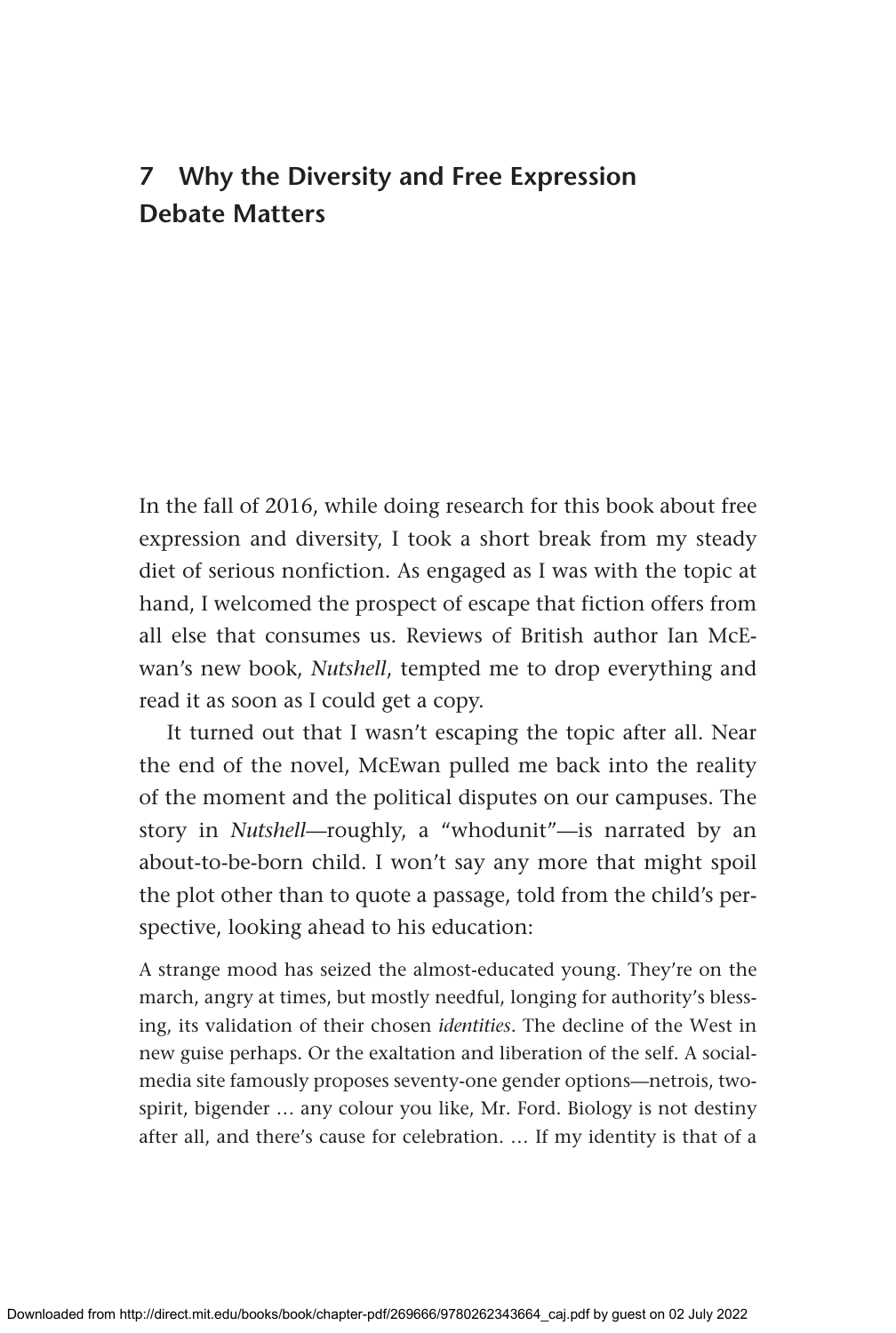# 7 Why the Diversity and Free Expression Debate Matters

In the fall of 2016, while doing research for this book about free expression and diversity, I took a short break from my steady diet of serious nonfiction. As engaged as I was with the topic at hand, I welcomed the prospect of escape that fiction offers from all else that consumes us. Reviews of British author Ian McEwan's new book, *Nutshell*, tempted me to drop everything and read it as soon as I could get a copy.

It turned out that I wasn't escaping the topic after all. Near the end of the novel, McEwan pulled me back into the reality of the moment and the political disputes on our campuses. The story in *Nutshell*—roughly, a "whodunit"—is narrated by an about-to-be-born child. I won't say any more that might spoil the plot other than to quote a passage, told from the child's perspective, looking ahead to his education:

> A strange mood has seized the almost-educated young. They're on the march, angry at times, but mostly needful, longing for authority's blessing, its validation of their chosen *identities*. The decline of the West in new guise perhaps. Or the exaltation and liberation of the self. A social-media site famously proposes seventy-one gender options—netrois, two-spirit, bigender … any colour you like, Mr. Ford. Biology is not destiny after all, and there's cause for celebration. … If my identity is that of a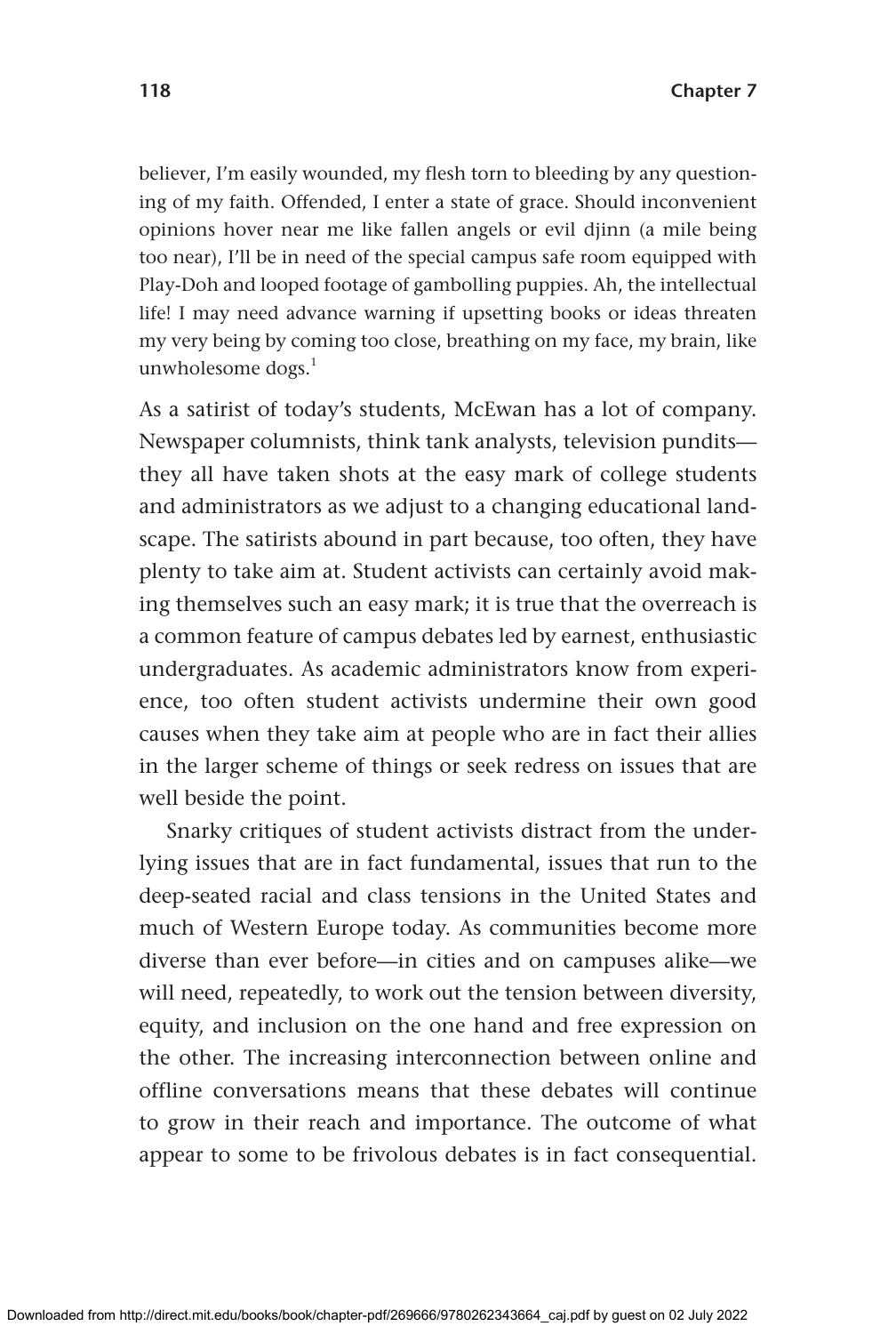believer, I'm easily wounded, my flesh torn to bleeding by any questioning of my faith. Offended, I enter a state of grace. Should inconvenient opinions hover near me like fallen angels or evil djinn (a mile being too near), I'll be in need of the special campus safe room equipped with Play-Doh and looped footage of gambolling puppies. Ah, the intellectual life! I may need advance warning if upsetting books or ideas threaten my very being by coming too close, breathing on my face, my brain, like unwholesome dogs.[1]

As a satirist of today's students, McEwan has a lot of company. Newspaper columnists, think tank analysts, television pundits—they all have taken shots at the easy mark of college students and administrators as we adjust to a changing educational landscape. The satirists abound in part because, too often, they have plenty to take aim at. Student activists can certainly avoid making themselves such an easy mark; it is true that the overreach is a common feature of campus debates led by earnest, enthusiastic undergraduates. As academic administrators know from experience, too often student activists undermine their own good causes when they take aim at people who are in fact their allies in the larger scheme of things or seek redress on issues that are well beside the point.

Snarky critiques of student activists distract from the underlying issues that are in fact fundamental, issues that run to the deep-seated racial and class tensions in the United States and much of Western Europe today. As communities become more diverse than ever before—in cities and on campuses alike—we will need, repeatedly, to work out the tension between diversity, equity, and inclusion on the one hand and free expression on the other. The increasing interconnection between online and offline conversations means that these debates will continue to grow in their reach and importance. The outcome of what appear to some to be frivolous debates is in fact consequential.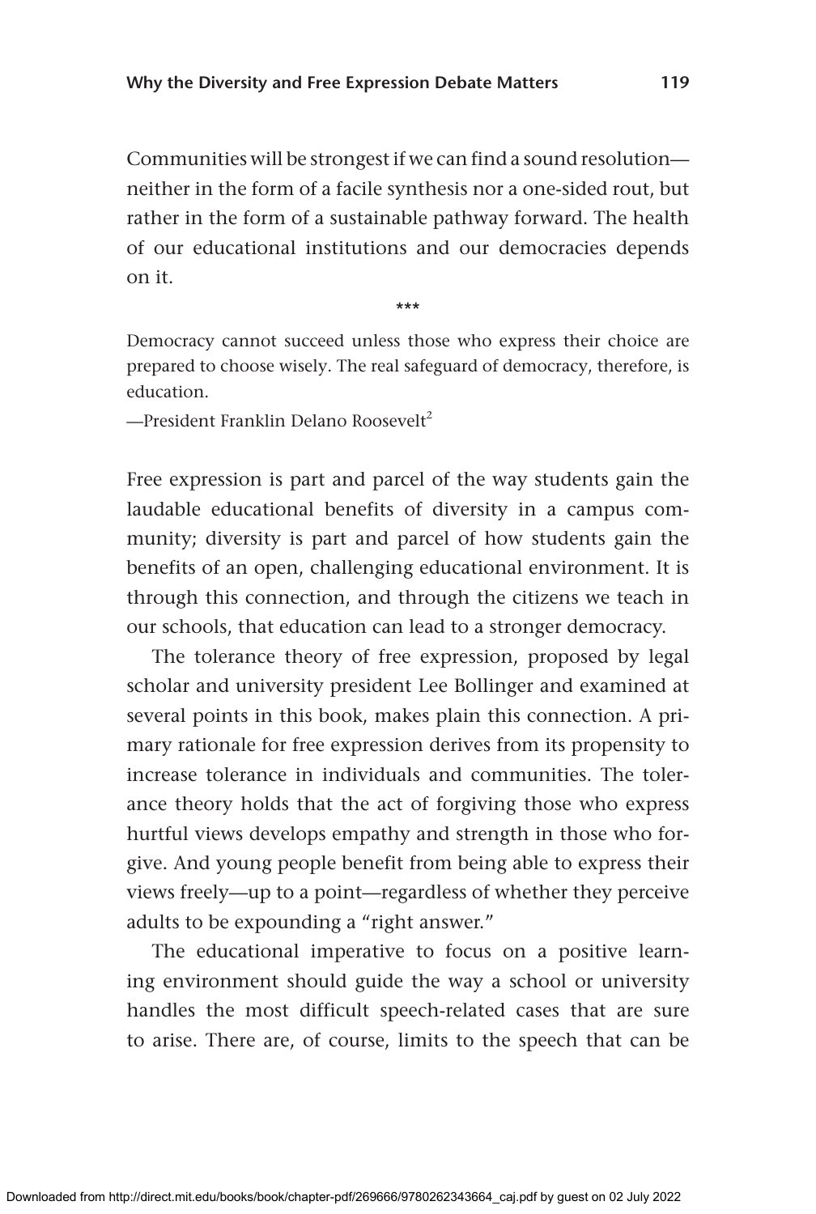Communities will be strongest if we can find a sound resolution—neither in the form of a facile synthesis nor a one-sided rout, but rather in the form of a sustainable pathway forward. The health of our educational institutions and our democracies depends on it.

***

> Democracy cannot succeed unless those who express their choice are prepared to choose wisely. The real safeguard of democracy, therefore, is education.
>
> —President Franklin Delano Roosevelt[2]

Free expression is part and parcel of the way students gain the laudable educational benefits of diversity in a campus community; diversity is part and parcel of how students gain the benefits of an open, challenging educational environment. It is through this connection, and through the citizens we teach in our schools, that education can lead to a stronger democracy.

The tolerance theory of free expression, proposed by legal scholar and university president Lee Bollinger and examined at several points in this book, makes plain this connection. A primary rationale for free expression derives from its propensity to increase tolerance in individuals and communities. The tolerance theory holds that the act of forgiving those who express hurtful views develops empathy and strength in those who forgive. And young people benefit from being able to express their views freely—up to a point—regardless of whether they perceive adults to be expounding a "right answer."

The educational imperative to focus on a positive learning environment should guide the way a school or university handles the most difficult speech-related cases that are sure to arise. There are, of course, limits to the speech that can be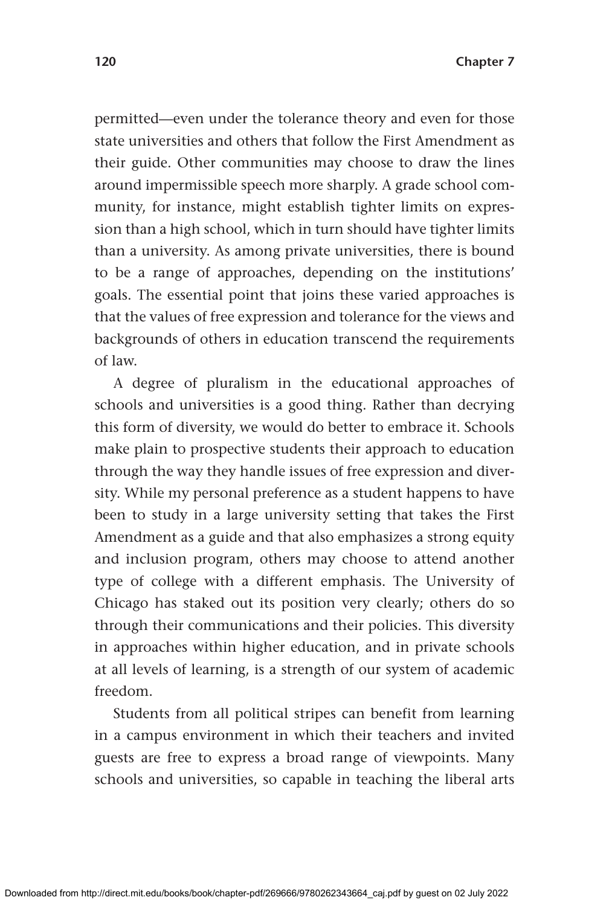permitted—even under the tolerance theory and even for those state universities and others that follow the First Amendment as their guide. Other communities may choose to draw the lines around impermissible speech more sharply. A grade school community, for instance, might establish tighter limits on expression than a high school, which in turn should have tighter limits than a university. As among private universities, there is bound to be a range of approaches, depending on the institutions' goals. The essential point that joins these varied approaches is that the values of free expression and tolerance for the views and backgrounds of others in education transcend the requirements of law.

A degree of pluralism in the educational approaches of schools and universities is a good thing. Rather than decrying this form of diversity, we would do better to embrace it. Schools make plain to prospective students their approach to education through the way they handle issues of free expression and diversity. While my personal preference as a student happens to have been to study in a large university setting that takes the First Amendment as a guide and that also emphasizes a strong equity and inclusion program, others may choose to attend another type of college with a different emphasis. The University of Chicago has staked out its position very clearly; others do so through their communications and their policies. This diversity in approaches within higher education, and in private schools at all levels of learning, is a strength of our system of academic freedom.

Students from all political stripes can benefit from learning in a campus environment in which their teachers and invited guests are free to express a broad range of viewpoints. Many schools and universities, so capable in teaching the liberal arts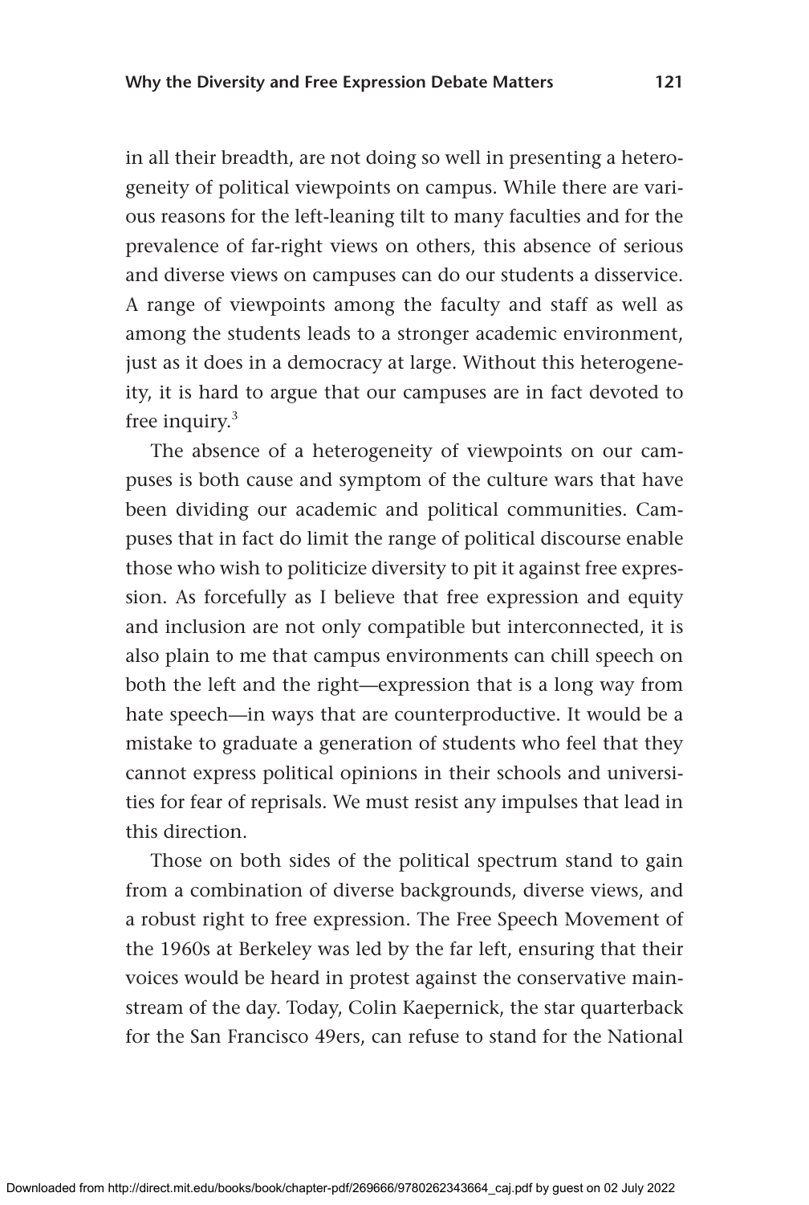in all their breadth, are not doing so well in presenting a heterogeneity of political viewpoints on campus. While there are various reasons for the left-leaning tilt to many faculties and for the prevalence of far-right views on others, this absence of serious and diverse views on campuses can do our students a disservice. A range of viewpoints among the faculty and staff as well as among the students leads to a stronger academic environment, just as it does in a democracy at large. Without this heterogeneity, it is hard to argue that our campuses are in fact devoted to free inquiry.[3]

The absence of a heterogeneity of viewpoints on our campuses is both cause and symptom of the culture wars that have been dividing our academic and political communities. Campuses that in fact do limit the range of political discourse enable those who wish to politicize diversity to pit it against free expression. As forcefully as I believe that free expression and equity and inclusion are not only compatible but interconnected, it is also plain to me that campus environments can chill speech on both the left and the right—expression that is a long way from hate speech—in ways that are counterproductive. It would be a mistake to graduate a generation of students who feel that they cannot express political opinions in their schools and universities for fear of reprisals. We must resist any impulses that lead in this direction.

Those on both sides of the political spectrum stand to gain from a combination of diverse backgrounds, diverse views, and a robust right to free expression. The Free Speech Movement of the 1960s at Berkeley was led by the far left, ensuring that their voices would be heard in protest against the conservative mainstream of the day. Today, Colin Kaepernick, the star quarterback for the San Francisco 49ers, can refuse to stand for the National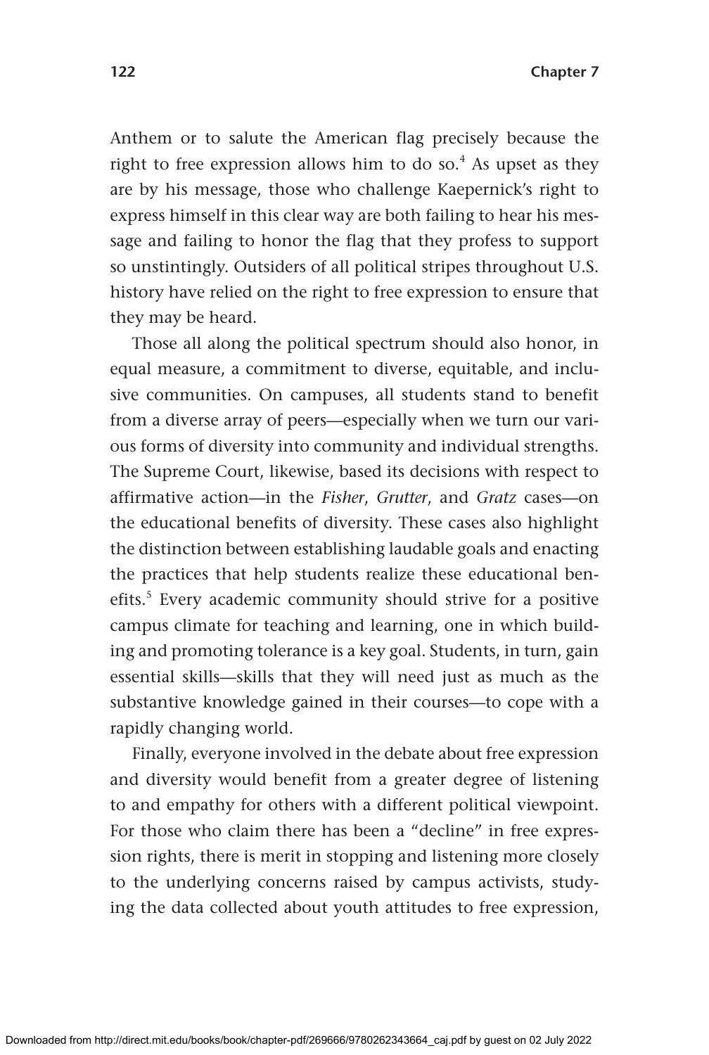Anthem or to salute the American flag precisely because the right to free expression allows him to do so.[4] As upset as they are by his message, those who challenge Kaepernick's right to express himself in this clear way are both failing to hear his message and failing to honor the flag that they profess to support so unstintingly. Outsiders of all political stripes throughout U.S. history have relied on the right to free expression to ensure that they may be heard.

Those all along the political spectrum should also honor, in equal measure, a commitment to diverse, equitable, and inclusive communities. On campuses, all students stand to benefit from a diverse array of peers—especially when we turn our various forms of diversity into community and individual strengths. The Supreme Court, likewise, based its decisions with respect to affirmative action—in the *Fisher*, *Grutter*, and *Gratz* cases—on the educational benefits of diversity. These cases also highlight the distinction between establishing laudable goals and enacting the practices that help students realize these educational benefits.[5] Every academic community should strive for a positive campus climate for teaching and learning, one in which building and promoting tolerance is a key goal. Students, in turn, gain essential skills—skills that they will need just as much as the substantive knowledge gained in their courses—to cope with a rapidly changing world.

Finally, everyone involved in the debate about free expression and diversity would benefit from a greater degree of listening to and empathy for others with a different political viewpoint. For those who claim there has been a "decline" in free expression rights, there is merit in stopping and listening more closely to the underlying concerns raised by campus activists, studying the data collected about youth attitudes to free expression,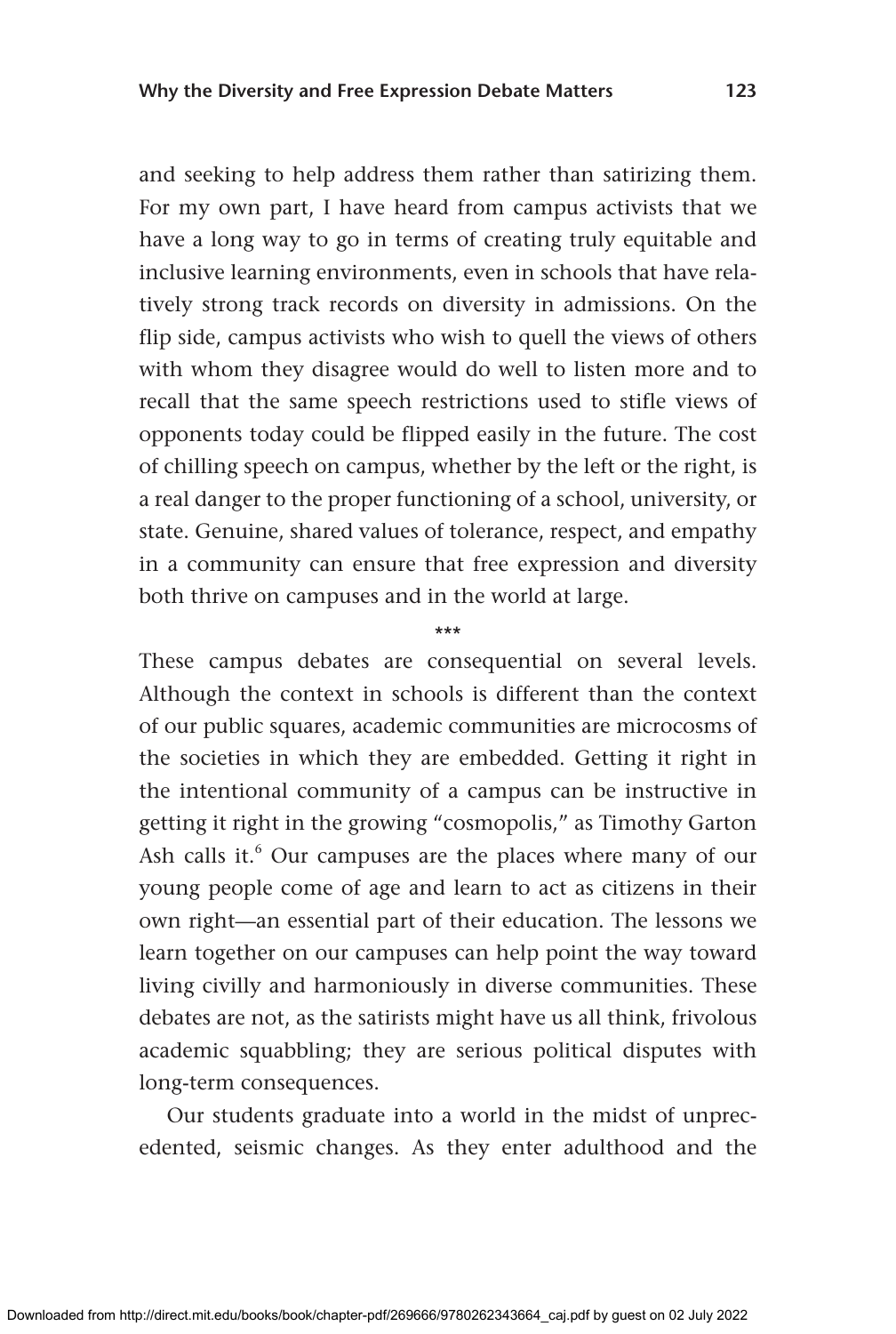and seeking to help address them rather than satirizing them. For my own part, I have heard from campus activists that we have a long way to go in terms of creating truly equitable and inclusive learning environments, even in schools that have relatively strong track records on diversity in admissions. On the flip side, campus activists who wish to quell the views of others with whom they disagree would do well to listen more and to recall that the same speech restrictions used to stifle views of opponents today could be flipped easily in the future. The cost of chilling speech on campus, whether by the left or the right, is a real danger to the proper functioning of a school, university, or state. Genuine, shared values of tolerance, respect, and empathy in a community can ensure that free expression and diversity both thrive on campuses and in the world at large.

***

These campus debates are consequential on several levels. Although the context in schools is different than the context of our public squares, academic communities are microcosms of the societies in which they are embedded. Getting it right in the intentional community of a campus can be instructive in getting it right in the growing "cosmopolis," as Timothy Garton Ash calls it.[6] Our campuses are the places where many of our young people come of age and learn to act as citizens in their own right—an essential part of their education. The lessons we learn together on our campuses can help point the way toward living civilly and harmoniously in diverse communities. These debates are not, as the satirists might have us all think, frivolous academic squabbling; they are serious political disputes with long-term consequences.

Our students graduate into a world in the midst of unprecedented, seismic changes. As they enter adulthood and the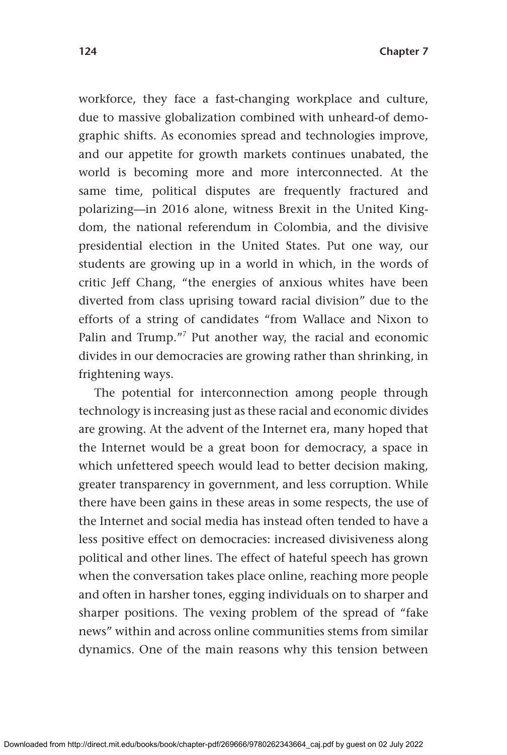workforce, they face a fast-changing workplace and culture, due to massive globalization combined with unheard-of demographic shifts. As economies spread and technologies improve, and our appetite for growth markets continues unabated, the world is becoming more and more interconnected. At the same time, political disputes are frequently fractured and polarizing—in 2016 alone, witness Brexit in the United Kingdom, the national referendum in Colombia, and the divisive presidential election in the United States. Put one way, our students are growing up in a world in which, in the words of critic Jeff Chang, "the energies of anxious whites have been diverted from class uprising toward racial division" due to the efforts of a string of candidates "from Wallace and Nixon to Palin and Trump."[7] Put another way, the racial and economic divides in our democracies are growing rather than shrinking, in frightening ways.

The potential for interconnection among people through technology is increasing just as these racial and economic divides are growing. At the advent of the Internet era, many hoped that the Internet would be a great boon for democracy, a space in which unfettered speech would lead to better decision making, greater transparency in government, and less corruption. While there have been gains in these areas in some respects, the use of the Internet and social media has instead often tended to have a less positive effect on democracies: increased divisiveness along political and other lines. The effect of hateful speech has grown when the conversation takes place online, reaching more people and often in harsher tones, egging individuals on to sharper and sharper positions. The vexing problem of the spread of "fake news" within and across online communities stems from similar dynamics. One of the main reasons why this tension between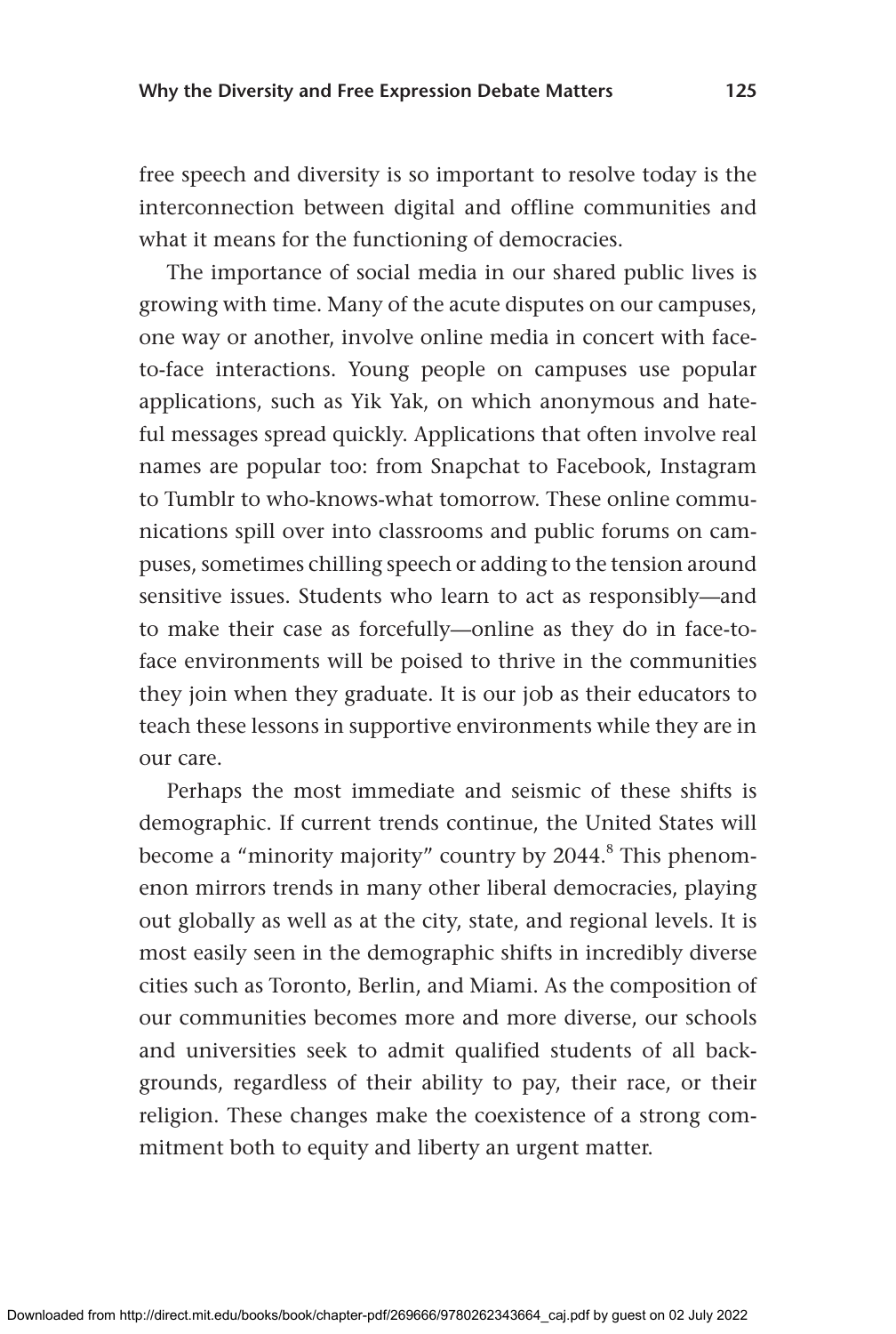free speech and diversity is so important to resolve today is the interconnection between digital and offline communities and what it means for the functioning of democracies.

The importance of social media in our shared public lives is growing with time. Many of the acute disputes on our campuses, one way or another, involve online media in concert with face-to-face interactions. Young people on campuses use popular applications, such as Yik Yak, on which anonymous and hateful messages spread quickly. Applications that often involve real names are popular too: from Snapchat to Facebook, Instagram to Tumblr to who-knows-what tomorrow. These online communications spill over into classrooms and public forums on campuses, sometimes chilling speech or adding to the tension around sensitive issues. Students who learn to act as responsibly—and to make their case as forcefully—online as they do in face-to-face environments will be poised to thrive in the communities they join when they graduate. It is our job as their educators to teach these lessons in supportive environments while they are in our care.

Perhaps the most immediate and seismic of these shifts is demographic. If current trends continue, the United States will become a "minority majority" country by 2044.[8] This phenomenon mirrors trends in many other liberal democracies, playing out globally as well as at the city, state, and regional levels. It is most easily seen in the demographic shifts in incredibly diverse cities such as Toronto, Berlin, and Miami. As the composition of our communities becomes more and more diverse, our schools and universities seek to admit qualified students of all backgrounds, regardless of their ability to pay, their race, or their religion. These changes make the coexistence of a strong commitment both to equity and liberty an urgent matter.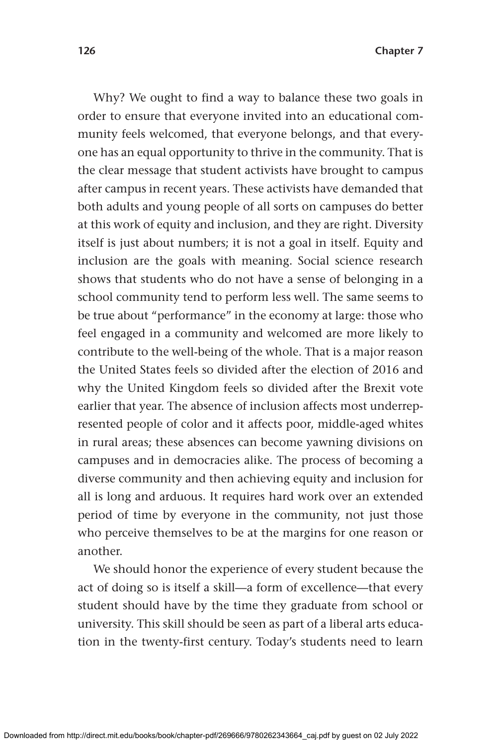Why? We ought to find a way to balance these two goals in order to ensure that everyone invited into an educational community feels welcomed, that everyone belongs, and that everyone has an equal opportunity to thrive in the community. That is the clear message that student activists have brought to campus after campus in recent years. These activists have demanded that both adults and young people of all sorts on campuses do better at this work of equity and inclusion, and they are right. Diversity itself is just about numbers; it is not a goal in itself. Equity and inclusion are the goals with meaning. Social science research shows that students who do not have a sense of belonging in a school community tend to perform less well. The same seems to be true about "performance" in the economy at large: those who feel engaged in a community and welcomed are more likely to contribute to the well-being of the whole. That is a major reason the United States feels so divided after the election of 2016 and why the United Kingdom feels so divided after the Brexit vote earlier that year. The absence of inclusion affects most underrepresented people of color and it affects poor, middle-aged whites in rural areas; these absences can become yawning divisions on campuses and in democracies alike. The process of becoming a diverse community and then achieving equity and inclusion for all is long and arduous. It requires hard work over an extended period of time by everyone in the community, not just those who perceive themselves to be at the margins for one reason or another.

We should honor the experience of every student because the act of doing so is itself a skill—a form of excellence—that every student should have by the time they graduate from school or university. This skill should be seen as part of a liberal arts education in the twenty-first century. Today's students need to learn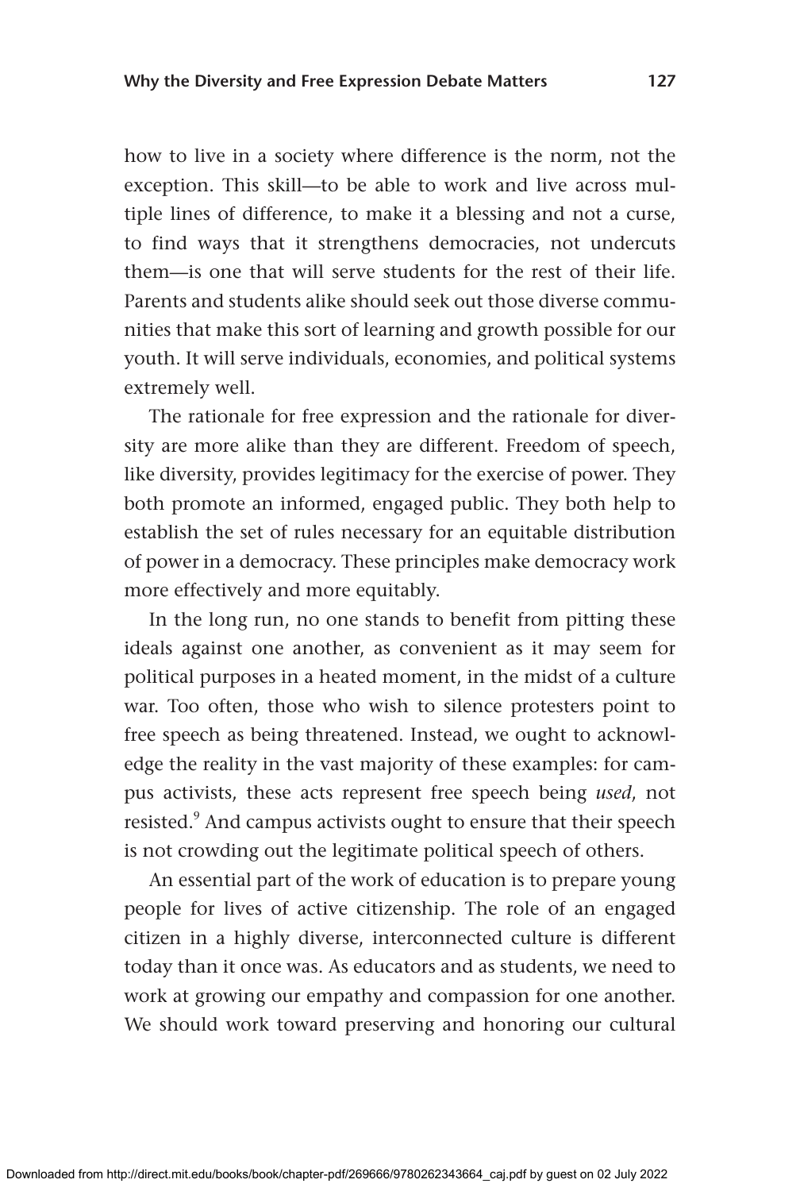how to live in a society where difference is the norm, not the exception. This skill—to be able to work and live across multiple lines of difference, to make it a blessing and not a curse, to find ways that it strengthens democracies, not undercuts them—is one that will serve students for the rest of their life. Parents and students alike should seek out those diverse communities that make this sort of learning and growth possible for our youth. It will serve individuals, economies, and political systems extremely well.

The rationale for free expression and the rationale for diversity are more alike than they are different. Freedom of speech, like diversity, provides legitimacy for the exercise of power. They both promote an informed, engaged public. They both help to establish the set of rules necessary for an equitable distribution of power in a democracy. These principles make democracy work more effectively and more equitably.

In the long run, no one stands to benefit from pitting these ideals against one another, as convenient as it may seem for political purposes in a heated moment, in the midst of a culture war. Too often, those who wish to silence protesters point to free speech as being threatened. Instead, we ought to acknowledge the reality in the vast majority of these examples: for campus activists, these acts represent free speech being *used*, not resisted.[9] And campus activists ought to ensure that their speech is not crowding out the legitimate political speech of others.

An essential part of the work of education is to prepare young people for lives of active citizenship. The role of an engaged citizen in a highly diverse, interconnected culture is different today than it once was. As educators and as students, we need to work at growing our empathy and compassion for one another. We should work toward preserving and honoring our cultural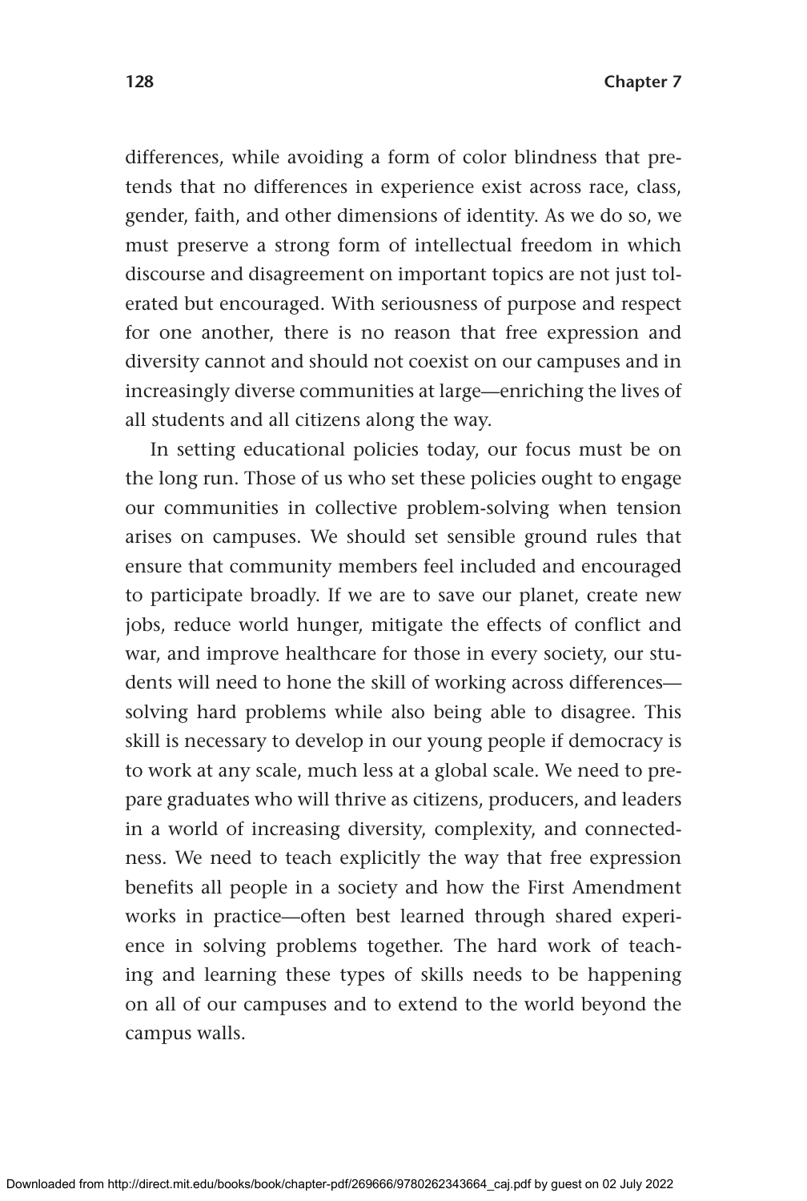differences, while avoiding a form of color blindness that pretends that no differences in experience exist across race, class, gender, faith, and other dimensions of identity. As we do so, we must preserve a strong form of intellectual freedom in which discourse and disagreement on important topics are not just tolerated but encouraged. With seriousness of purpose and respect for one another, there is no reason that free expression and diversity cannot and should not coexist on our campuses and in increasingly diverse communities at large—enriching the lives of all students and all citizens along the way.

In setting educational policies today, our focus must be on the long run. Those of us who set these policies ought to engage our communities in collective problem-solving when tension arises on campuses. We should set sensible ground rules that ensure that community members feel included and encouraged to participate broadly. If we are to save our planet, create new jobs, reduce world hunger, mitigate the effects of conflict and war, and improve healthcare for those in every society, our students will need to hone the skill of working across differences—solving hard problems while also being able to disagree. This skill is necessary to develop in our young people if democracy is to work at any scale, much less at a global scale. We need to prepare graduates who will thrive as citizens, producers, and leaders in a world of increasing diversity, complexity, and connectedness. We need to teach explicitly the way that free expression benefits all people in a society and how the First Amendment works in practice—often best learned through shared experience in solving problems together. The hard work of teaching and learning these types of skills needs to be happening on all of our campuses and to extend to the world beyond the campus walls.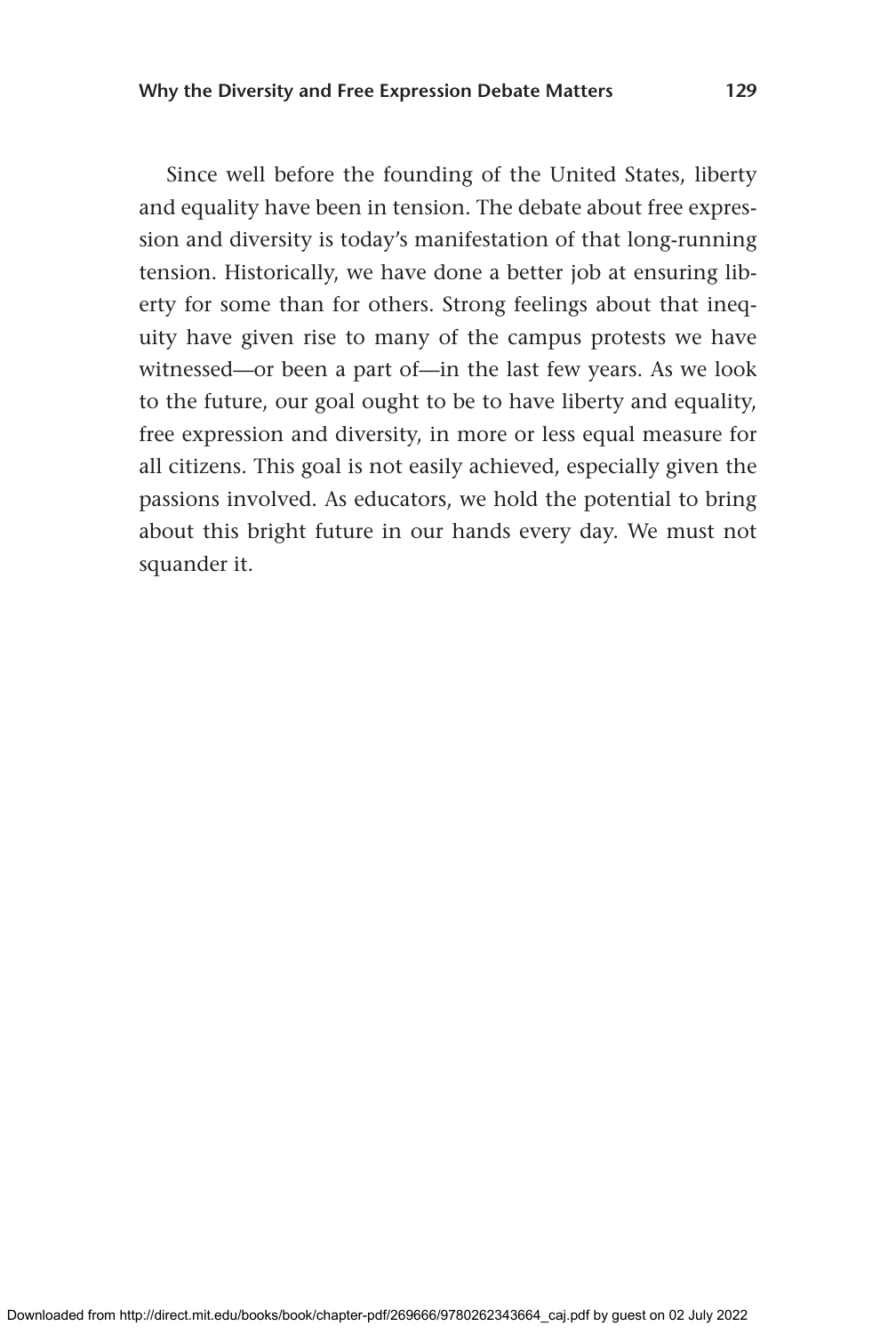Since well before the founding of the United States, liberty and equality have been in tension. The debate about free expression and diversity is today's manifestation of that long-running tension. Historically, we have done a better job at ensuring liberty for some than for others. Strong feelings about that inequity have given rise to many of the campus protests we have witnessed—or been a part of—in the last few years. As we look to the future, our goal ought to be to have liberty and equality, free expression and diversity, in more or less equal measure for all citizens. This goal is not easily achieved, especially given the passions involved. As educators, we hold the potential to bring about this bright future in our hands every day. We must not squander it.